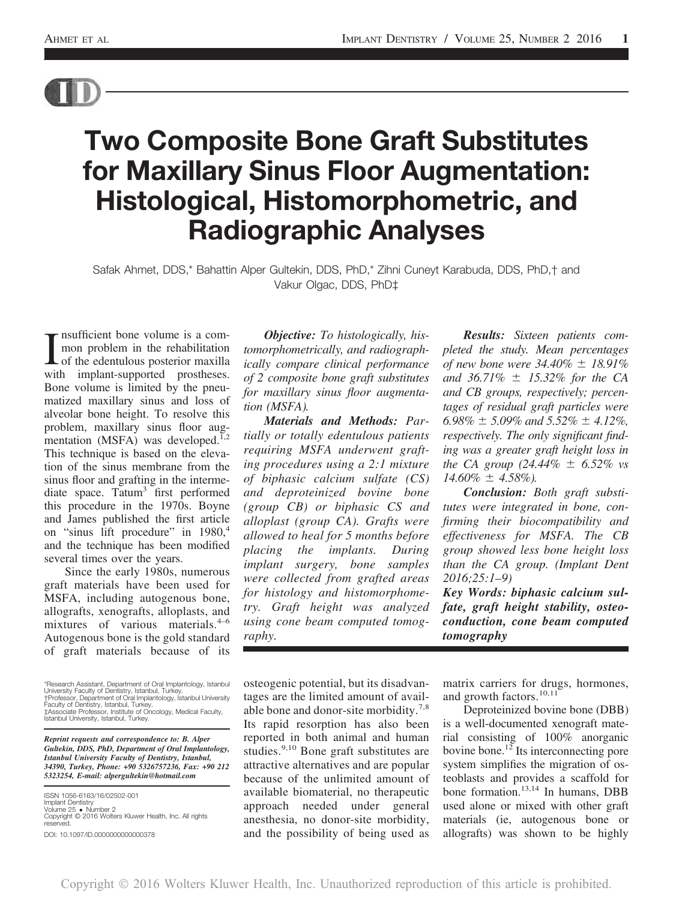# Two Composite Bone Graft Substitutes for Maxillary Sinus Floor Augmentation: Histological, Histomorphometric, and Radiographic Analyses

Safak Ahmet, DDS,* Bahattin Alper Gultekin, DDS, PhD,* Zihni Cuneyt Karabuda, DDS, PhD,† and Vakur Olgac, DDS, PhD‡

***Objective:*** *To histologically, histomorphometrically, and radiographically compare clinical performance of 2 composite bone graft substitutes for maxillary sinus floor augmentation (MSFA).*

***Materials and Methods:*** *Partially or totally edentulous patients requiring MSFA underwent grafting procedures using a 2:1 mixture of biphasic calcium sulfate (CS) and deproteinized bovine bone (group CB) or biphasic CS and alloplast (group CA). Grafts were allowed to heal for 5 months before placing the implants. During implant surgery, bone samples were collected from grafted areas for histology and histomorphometry. Graft height was analyzed using cone beam computed tomography.*

***Results:*** *Sixteen patients completed the study. Mean percentages of new bone were 34.40% ± 18.91% and 36.71% ± 15.32% for the CA and CB groups, respectively; percentages of residual graft particles were 6.98% ± 5.09% and 5.52% ± 4.12%, respectively. The only significant finding was a greater graft height loss in the CA group (24.44% ± 6.52% vs 14.60% ± 4.58%).*

***Conclusion:*** *Both graft substitutes were integrated in bone, confirming their biocompatibility and effectiveness for MSFA. The CB group showed less bone height loss than the CA group. (Implant Dent 2016;25:1–9)*

***Key Words: biphasic calcium sulfate, graft height stability, osteoconduction, cone beam computed tomography***

Insufficient bone volume is a common problem in the rehabilitation of the edentulous posterior maxilla with implant-supported prostheses. Bone volume is limited by the pneumatized maxillary sinus and loss of alveolar bone height. To resolve this problem, maxillary sinus floor augmentation (MSFA) was developed.[1,2] This technique is based on the elevation of the sinus membrane from the sinus floor and grafting in the intermediate space. Tatum[3] first performed this procedure in the 1970s. Boyne and James published the first article on "sinus lift procedure" in 1980,[4] and the technique has been modified several times over the years.

Since the early 1980s, numerous graft materials have been used for MSFA, including autogenous bone, allografts, xenografts, alloplasts, and mixtures of various materials.[4–6] Autogenous bone is the gold standard of graft materials because of its osteogenic potential, but its disadvantages are the limited amount of available bone and donor-site morbidity.[7,8] Its rapid resorption has also been reported in both animal and human studies.[9,10] Bone graft substitutes are attractive alternatives and are popular because of the unlimited amount of available biomaterial, no therapeutic approach needed under general anesthesia, no donor-site morbidity, and the possibility of being used as matrix carriers for drugs, hormones, and growth factors.[10,11]

Deproteinized bovine bone (DBB) is a well-documented xenograft material consisting of 100% anorganic bovine bone.[12] Its interconnecting pore system simplifies the migration of osteoblasts and provides a scaffold for bone formation.[13,14] In humans, DBB used alone or mixed with other graft materials (ie, autogenous bone or allografts) was shown to be highly

*Research Assistant, Department of Oral Implantology, Istanbul University Faculty of Dentistry, Istanbul, Turkey.
†Professor, Department of Oral Implantology, Istanbul University Faculty of Dentistry, Istanbul, Turkey.
‡Associate Professor, Institute of Oncology, Medical Faculty, Istanbul University, Istanbul, Turkey.

***Reprint requests and correspondence to: B. Alper Gultekin, DDS, PhD, Department of Oral Implantology, Istanbul University Faculty of Dentistry, Istanbul, 34390, Turkey, Phone: +90 5326757236, Fax: +90 212 5323254, E-mail: alpergultekin@hotmail.com***

ISSN 1056-6163/16/02502-001
Implant Dentistry
Volume 25 • Number 2
Copyright © 2016 Wolters Kluwer Health, Inc. All rights reserved.
DOI: 10.1097/ID.0000000000000378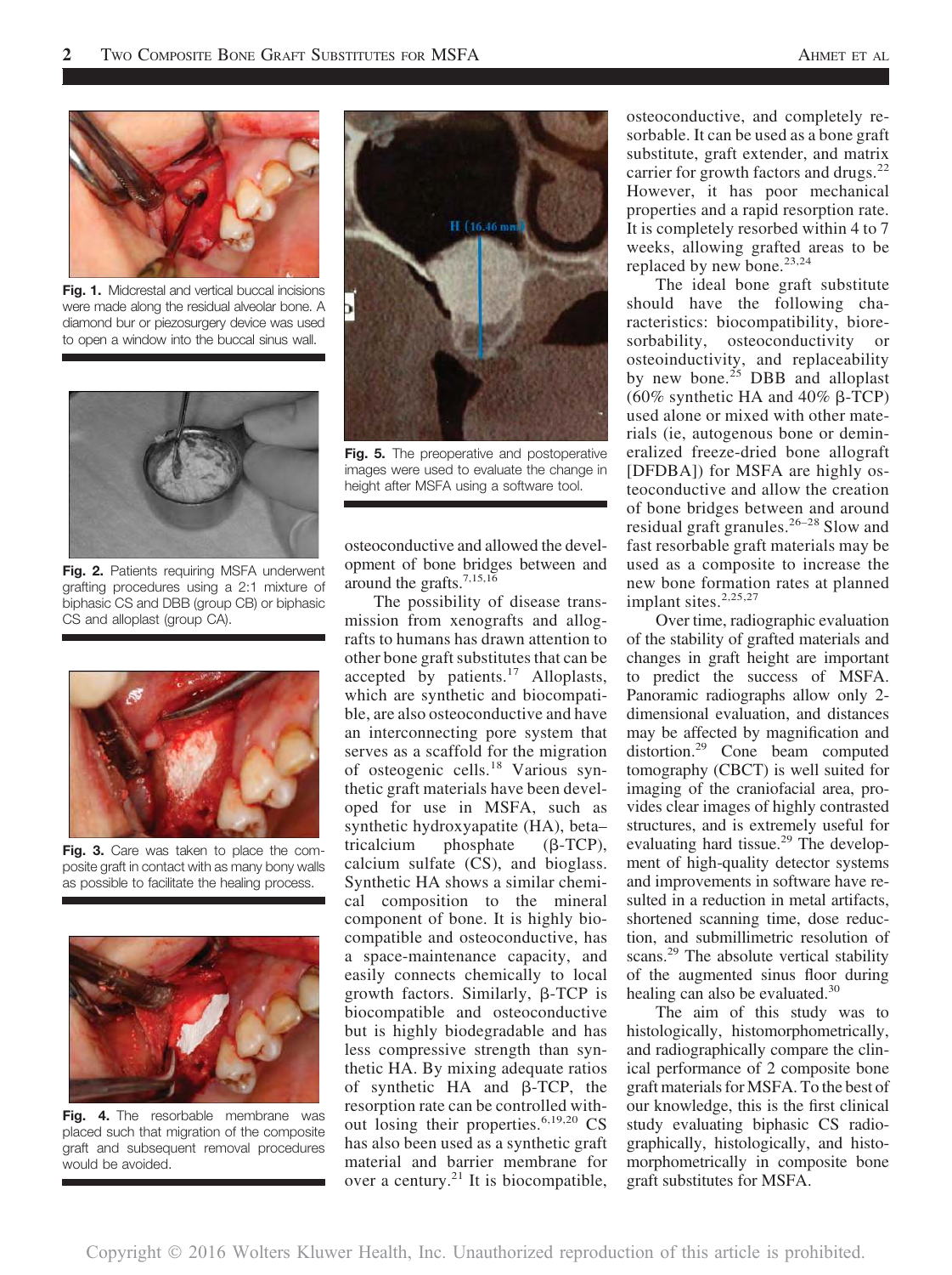Fig. 1. Midcrestal and vertical buccal incisions were made along the residual alveolar bone. A diamond bur or piezosurgery device was used to open a window into the buccal sinus wall.

Fig. 2. Patients requiring MSFA underwent grafting procedures using a 2:1 mixture of biphasic CS and DBB (group CB) or biphasic CS and alloplast (group CA).

Fig. 3. Care was taken to place the composite graft in contact with as many bony walls as possible to facilitate the healing process.

Fig. 4. The resorbable membrane was placed such that migration of the composite graft and subsequent removal procedures would be avoided.

Fig. 5. The preoperative and postoperative images were used to evaluate the change in height after MSFA using a software tool.

osteoconductive and allowed the development of bone bridges between and around the grafts.[7,15,16]

The possibility of disease transmission from xenografts and allografts to humans has drawn attention to other bone graft substitutes that can be accepted by patients.[17] Alloplasts, which are synthetic and biocompatible, are also osteoconductive and have an interconnecting pore system that serves as a scaffold for the migration of osteogenic cells.[18] Various synthetic graft materials have been developed for use in MSFA, such as synthetic hydroxyapatite (HA), beta–tricalcium phosphate (β-TCP), calcium sulfate (CS), and bioglass. Synthetic HA shows a similar chemical composition to the mineral component of bone. It is highly biocompatible and osteoconductive, has a space-maintenance capacity, and easily connects chemically to local growth factors. Similarly, β-TCP is biocompatible and osteoconductive but is highly biodegradable and has less compressive strength than synthetic HA. By mixing adequate ratios of synthetic HA and β-TCP, the resorption rate can be controlled without losing their properties.[6,19,20] CS has also been used as a synthetic graft material and barrier membrane for over a century.[21] It is biocompatible, osteoconductive, and completely resorbable. It can be used as a bone graft substitute, graft extender, and matrix carrier for growth factors and drugs.[22] However, it has poor mechanical properties and a rapid resorption rate. It is completely resorbed within 4 to 7 weeks, allowing grafted areas to be replaced by new bone.[23,24]

The ideal bone graft substitute should have the following characteristics: biocompatibility, bioresorbability, osteoconductivity or osteoinductivity, and replaceability by new bone.[25] DBB and alloplast (60% synthetic HA and 40% β-TCP) used alone or mixed with other materials (ie, autogenous bone or demineralized freeze-dried bone allograft [DFDBA]) for MSFA are highly osteoconductive and allow the creation of bone bridges between and around residual graft granules.[26–28] Slow and fast resorbable graft materials may be used as a composite to increase the new bone formation rates at planned implant sites.[2,25,27]

Over time, radiographic evaluation of the stability of grafted materials and changes in graft height are important to predict the success of MSFA. Panoramic radiographs allow only 2-dimensional evaluation, and distances may be affected by magnification and distortion.[29] Cone beam computed tomography (CBCT) is well suited for imaging of the craniofacial area, provides clear images of highly contrasted structures, and is extremely useful for evaluating hard tissue.[29] The development of high-quality detector systems and improvements in software have resulted in a reduction in metal artifacts, shortened scanning time, dose reduction, and submillimetric resolution of scans.[29] The absolute vertical stability of the augmented sinus floor during healing can also be evaluated.[30]

The aim of this study was to histologically, histomorphometrically, and radiographically compare the clinical performance of 2 composite bone graft materials for MSFA. To the best of our knowledge, this is the first clinical study evaluating biphasic CS radiographically, histologically, and histomorphometrically in composite bone graft substitutes for MSFA.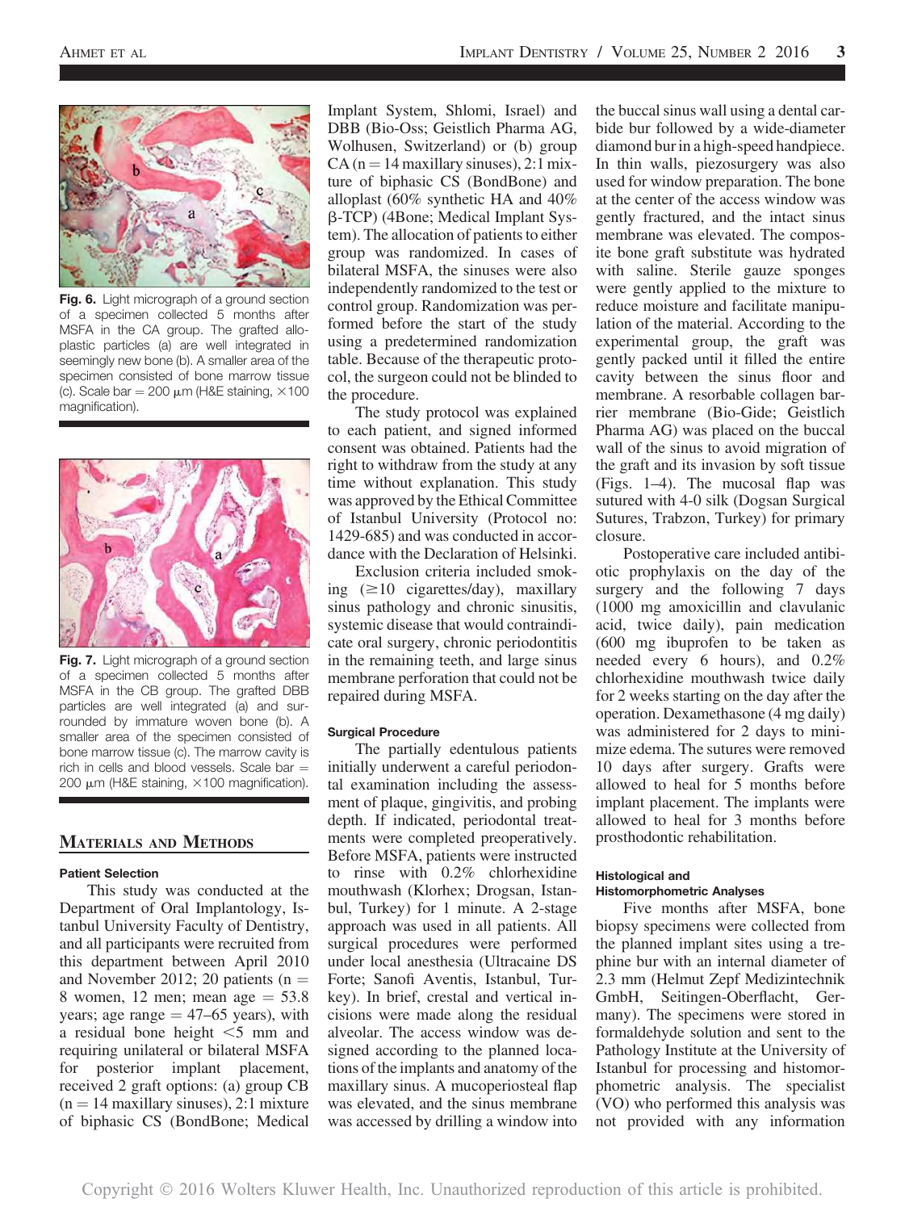Fig. 6. Light micrograph of a ground section of a specimen collected 5 months after MSFA in the CA group. The grafted alloplastic particles (a) are well integrated in seemingly new bone (b). A smaller area of the specimen consisted of bone marrow tissue (c). Scale bar = 200 μm (H&E staining, ×100 magnification).

Fig. 7. Light micrograph of a ground section of a specimen collected 5 months after MSFA in the CB group. The grafted DBB particles are well integrated (a) and surrounded by immature woven bone (b). A smaller area of the specimen consisted of bone marrow tissue (c). The marrow cavity is rich in cells and blood vessels. Scale bar = 200 μm (H&E staining, ×100 magnification).

## Materials and Methods

### Patient Selection

This study was conducted at the Department of Oral Implantology, Istanbul University Faculty of Dentistry, and all participants were recruited from this department between April 2010 and November 2012; 20 patients (n = 8 women, 12 men; mean age = 53.8 years; age range = 47–65 years), with a residual bone height <5 mm and requiring unilateral or bilateral MSFA for posterior implant placement, received 2 graft options: (a) group CB (n = 14 maxillary sinuses), 2:1 mixture of biphasic CS (BondBone; Medical Implant System, Shlomi, Israel) and DBB (Bio-Oss; Geistlich Pharma AG, Wolhusen, Switzerland) or (b) group CA (n = 14 maxillary sinuses), 2:1 mixture of biphasic CS (BondBone) and alloplast (60% synthetic HA and 40% β-TCP) (4Bone; Medical Implant System). The allocation of patients to either group was randomized. In cases of bilateral MSFA, the sinuses were also independently randomized to the test or control group. Randomization was performed before the start of the study using a predetermined randomization table. Because of the therapeutic protocol, the surgeon could not be blinded to the procedure.

The study protocol was explained to each patient, and signed informed consent was obtained. Patients had the right to withdraw from the study at any time without explanation. This study was approved by the Ethical Committee of Istanbul University (Protocol no: 1429-685) and was conducted in accordance with the Declaration of Helsinki.

Exclusion criteria included smoking (≥10 cigarettes/day), maxillary sinus pathology and chronic sinusitis, systemic disease that would contraindicate oral surgery, chronic periodontitis in the remaining teeth, and large sinus membrane perforation that could not be repaired during MSFA.

### Surgical Procedure

The partially edentulous patients initially underwent a careful periodontal examination including the assessment of plaque, gingivitis, and probing depth. If indicated, periodontal treatments were completed preoperatively. Before MSFA, patients were instructed to rinse with 0.2% chlorhexidine mouthwash (Klorhex; Drogsan, Istanbul, Turkey) for 1 minute. A 2-stage approach was used in all patients. All surgical procedures were performed under local anesthesia (Ultracaine DS Forte; Sanofi Aventis, Istanbul, Turkey). In brief, crestal and vertical incisions were made along the residual alveolar. The access window was designed according to the planned locations of the implants and anatomy of the maxillary sinus. A mucoperiosteal flap was elevated, and the sinus membrane was accessed by drilling a window into the buccal sinus wall using a dental carbide bur followed by a wide-diameter diamond bur in a high-speed handpiece. In thin walls, piezosurgery was also used for window preparation. The bone at the center of the access window was gently fractured, and the intact sinus membrane was elevated. The composite bone graft substitute was hydrated with saline. Sterile gauze sponges were gently applied to the mixture to reduce moisture and facilitate manipulation of the material. According to the experimental group, the graft was gently packed until it filled the entire cavity between the sinus floor and membrane. A resorbable collagen barrier membrane (Bio-Gide; Geistlich Pharma AG) was placed on the buccal wall of the sinus to avoid migration of the graft and its invasion by soft tissue (Figs. 1–4). The mucosal flap was sutured with 4-0 silk (Dogsan Surgical Sutures, Trabzon, Turkey) for primary closure.

Postoperative care included antibiotic prophylaxis on the day of the surgery and the following 7 days (1000 mg amoxicillin and clavulanic acid, twice daily), pain medication (600 mg ibuprofen to be taken as needed every 6 hours), and 0.2% chlorhexidine mouthwash twice daily for 2 weeks starting on the day after the operation. Dexamethasone (4 mg daily) was administered for 2 days to minimize edema. The sutures were removed 10 days after surgery. Grafts were allowed to heal for 5 months before implant placement. The implants were allowed to heal for 3 months before prosthodontic rehabilitation.

### Histological and Histomorphometric Analyses

Five months after MSFA, bone biopsy specimens were collected from the planned implant sites using a trephine bur with an internal diameter of 2.3 mm (Helmut Zepf Medizintechnik GmbH, Seitingen-Oberflacht, Germany). The specimens were stored in formaldehyde solution and sent to the Pathology Institute at the University of Istanbul for processing and histomorphometric analysis. The specialist (VO) who performed this analysis was not provided with any information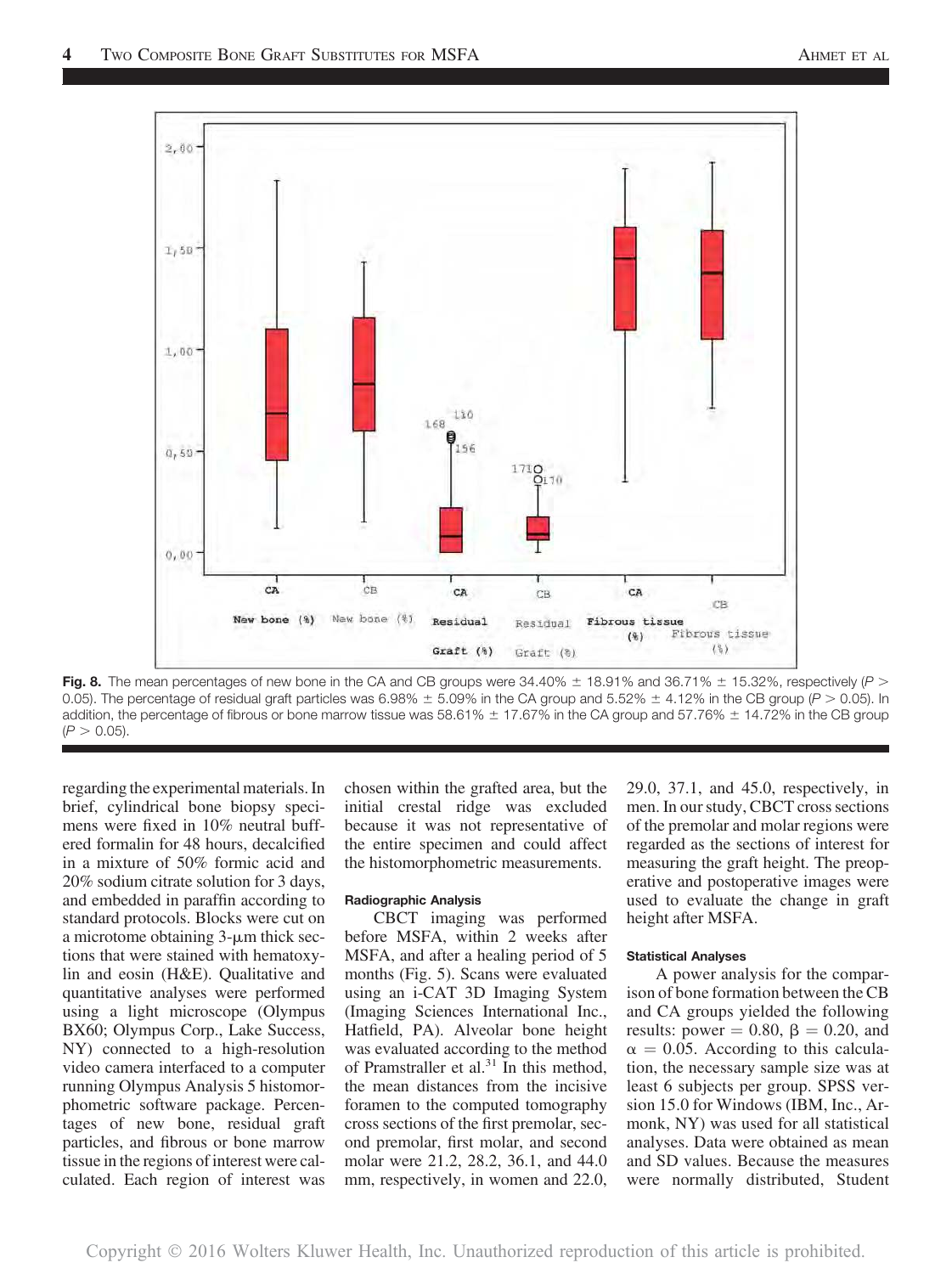**Fig. 8.** The mean percentages of new bone in the CA and CB groups were 34.40% ± 18.91% and 36.71% ± 15.32%, respectively ($P > 0.05$). The percentage of residual graft particles was 6.98% ± 5.09% in the CA group and 5.52% ± 4.12% in the CB group ($P > 0.05$). In addition, the percentage of fibrous or bone marrow tissue was 58.61% ± 17.67% in the CA group and 57.76% ± 14.72% in the CB group ($P > 0.05$).

regarding the experimental materials. In brief, cylindrical bone biopsy specimens were fixed in 10% neutral buffered formalin for 48 hours, decalcified in a mixture of 50% formic acid and 20% sodium citrate solution for 3 days, and embedded in paraffin according to standard protocols. Blocks were cut on a microtome obtaining 3-μm thick sections that were stained with hematoxylin and eosin (H&E). Qualitative and quantitative analyses were performed using a light microscope (Olympus BX60; Olympus Corp., Lake Success, NY) connected to a high-resolution video camera interfaced to a computer running Olympus Analysis 5 histomorphometric software package. Percentages of new bone, residual graft particles, and fibrous or bone marrow tissue in the regions of interest were calculated. Each region of interest was chosen within the grafted area, but the initial crestal ridge was excluded because it was not representative of the entire specimen and could affect the histomorphometric measurements.

#### Radiographic Analysis

CBCT imaging was performed before MSFA, within 2 weeks after MSFA, and after a healing period of 5 months (Fig. 5). Scans were evaluated using an i-CAT 3D Imaging System (Imaging Sciences International Inc., Hatfield, PA). Alveolar bone height was evaluated according to the method of Pramstraller et al.[31] In this method, the mean distances from the incisive foramen to the computed tomography cross sections of the first premolar, second premolar, first molar, and second molar were 21.2, 28.2, 36.1, and 44.0 mm, respectively, in women and 22.0, 29.0, 37.1, and 45.0, respectively, in men. In our study, CBCT cross sections of the premolar and molar regions were regarded as the sections of interest for measuring the graft height. The preoperative and postoperative images were used to evaluate the change in graft height after MSFA.

#### Statistical Analyses

A power analysis for the comparison of bone formation between the CB and CA groups yielded the following results: power = 0.80, $\beta = 0.20$, and $\alpha = 0.05$. According to this calculation, the necessary sample size was at least 6 subjects per group. SPSS version 15.0 for Windows (IBM, Inc., Armonk, NY) was used for all statistical analyses. Data were obtained as mean and SD values. Because the measures were normally distributed, Student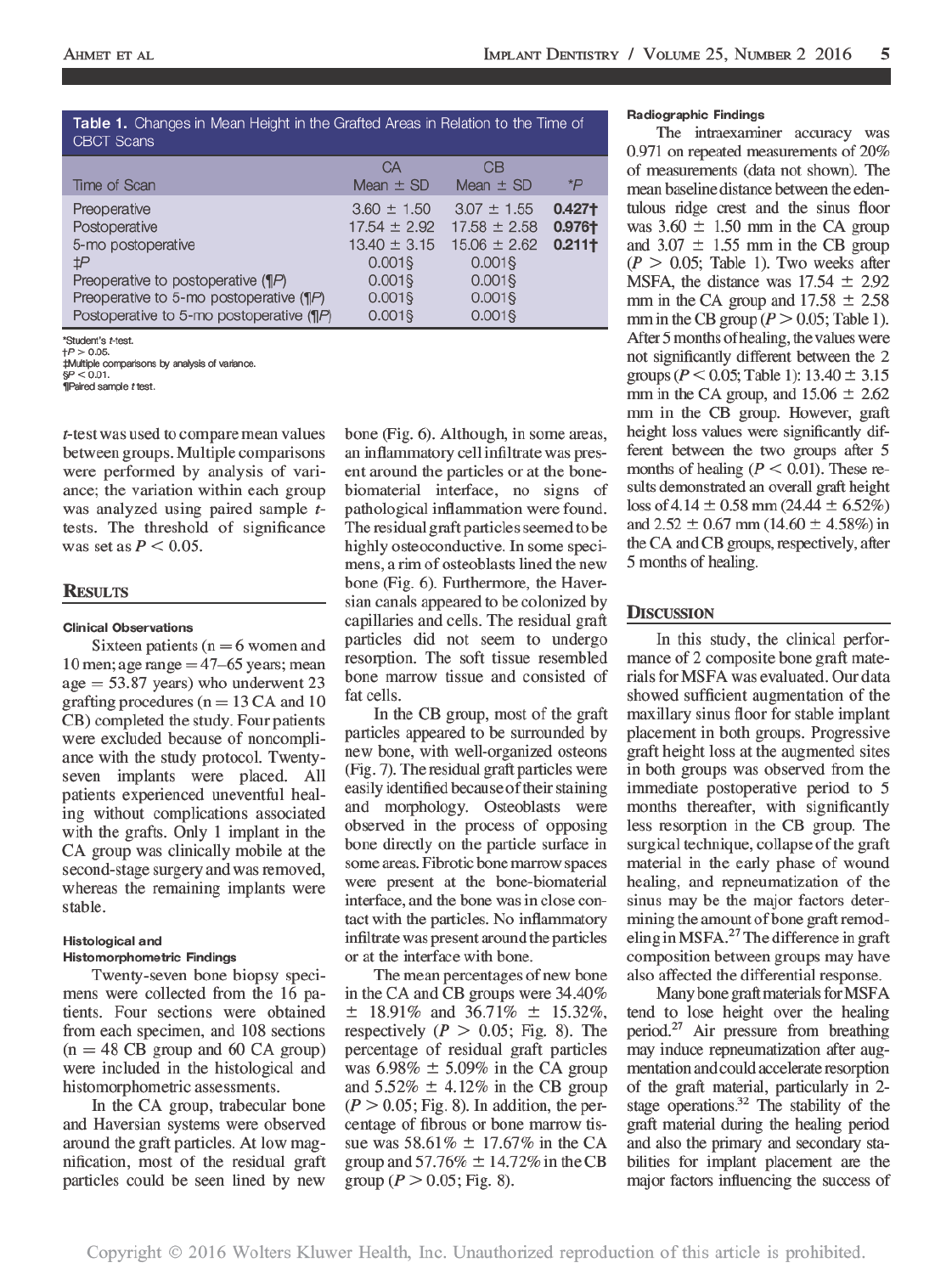**Table 1.** Changes in Mean Height in the Grafted Areas in Relation to the Time of CBCT Scans

| Time of Scan | CA Mean ± SD | CB Mean ± SD | *P |
|---|---|---|---|
| Preoperative | 3.60 ± 1.50 | 3.07 ± 1.55 | **0.427†** |
| Postoperative | 17.54 ± 2.92 | 17.58 ± 2.58 | **0.976†** |
| 5-mo postoperative | 13.40 ± 3.15 | 15.06 ± 2.62 | **0.211†** |
| ‡P | 0.001§ | 0.001§ | |
| Preoperative to postoperative (¶P) | 0.001§ | 0.001§ | |
| Preoperative to 5-mo postoperative (¶P) | 0.001§ | 0.001§ | |
| Postoperative to 5-mo postoperative (¶P) | 0.001§ | 0.001§ | |

*Student's t-test.
†$P > 0.05$.
‡Multiple comparisons by analysis of variance.
§$P < 0.01$.
¶Paired sample t test.

*t*-test was used to compare mean values between groups. Multiple comparisons were performed by analysis of variance; the variation within each group was analyzed using paired sample *t*-tests. The threshold of significance was set as $P < 0.05$.

## Results

### Clinical Observations

Sixteen patients (n = 6 women and 10 men; age range = 47–65 years; mean age = 53.87 years) who underwent 23 grafting procedures (n = 13 CA and 10 CB) completed the study. Four patients were excluded because of noncompliance with the study protocol. Twenty-seven implants were placed. All patients experienced uneventful healing without complications associated with the grafts. Only 1 implant in the CA group was clinically mobile at the second-stage surgery and was removed, whereas the remaining implants were stable.

### Histological and Histomorphometric Findings

Twenty-seven bone biopsy specimens were collected from the 16 patients. Four sections were obtained from each specimen, and 108 sections (n = 48 CB group and 60 CA group) were included in the histological and histomorphometric assessments.

In the CA group, trabecular bone and Haversian systems were observed around the graft particles. At low magnification, most of the residual graft particles could be seen lined by new bone (Fig. 6). Although, in some areas, an inflammatory cell infiltrate was present around the particles or at the bone-biomaterial interface, no signs of pathological inflammation were found. The residual graft particles seemed to be highly osteoconductive. In some specimens, a rim of osteoblasts lined the new bone (Fig. 6). Furthermore, the Haversian canals appeared to be colonized by capillaries and cells. The residual graft particles did not seem to undergo resorption. The soft tissue resembled bone marrow tissue and consisted of fat cells.

In the CB group, most of the graft particles appeared to be surrounded by new bone, with well-organized osteons (Fig. 7). The residual graft particles were easily identified because of their staining and morphology. Osteoblasts were observed in the process of opposing bone directly on the particle surface in some areas. Fibrotic bone marrow spaces were present at the bone-biomaterial interface, and the bone was in close contact with the particles. No inflammatory infiltrate was present around the particles or at the interface with bone.

The mean percentages of new bone in the CA and CB groups were 34.40% ± 18.91% and 36.71% ± 15.32%, respectively ($P > 0.05$; Fig. 8). The percentage of residual graft particles was 6.98% ± 5.09% in the CA group and 5.52% ± 4.12% in the CB group ($P > 0.05$; Fig. 8). In addition, the percentage of fibrous or bone marrow tissue was 58.61% ± 17.67% in the CA group and 57.76% ± 14.72% in the CB group ($P > 0.05$; Fig. 8).

### Radiographic Findings

The intraexaminer accuracy was 0.971 on repeated measurements of 20% of measurements (data not shown). The mean baseline distance between the edentulous ridge crest and the sinus floor was 3.60 ± 1.50 mm in the CA group and 3.07 ± 1.55 mm in the CB group ($P > 0.05$; Table 1). Two weeks after MSFA, the distance was 17.54 ± 2.92 mm in the CA group and 17.58 ± 2.58 mm in the CB group ($P > 0.05$; Table 1). After 5 months of healing, the values were not significantly different between the 2 groups ($P < 0.05$; Table 1): 13.40 ± 3.15 mm in the CA group, and 15.06 ± 2.62 mm in the CB group. However, graft height loss values were significantly different between the two groups after 5 months of healing ($P < 0.01$). These results demonstrated an overall graft height loss of 4.14 ± 0.58 mm (24.44 ± 6.52%) and 2.52 ± 0.67 mm (14.60 ± 4.58%) in the CA and CB groups, respectively, after 5 months of healing.

## Discussion

In this study, the clinical performance of 2 composite bone graft materials for MSFA was evaluated. Our data showed sufficient augmentation of the maxillary sinus floor for stable implant placement in both groups. Progressive graft height loss at the augmented sites in both groups was observed from the immediate postoperative period to 5 months thereafter, with significantly less resorption in the CB group. The surgical technique, collapse of the graft material in the early phase of wound healing, and repneumatization of the sinus may be the major factors determining the amount of bone graft remodeling in MSFA.[27] The difference in graft composition between groups may have also affected the differential response.

Many bone graft materials for MSFA tend to lose height over the healing period.[27] Air pressure from breathing may induce repneumatization after augmentation and could accelerate resorption of the graft material, particularly in 2-stage operations.[32] The stability of the graft material during the healing period and also the primary and secondary stabilities for implant placement are the major factors influencing the success of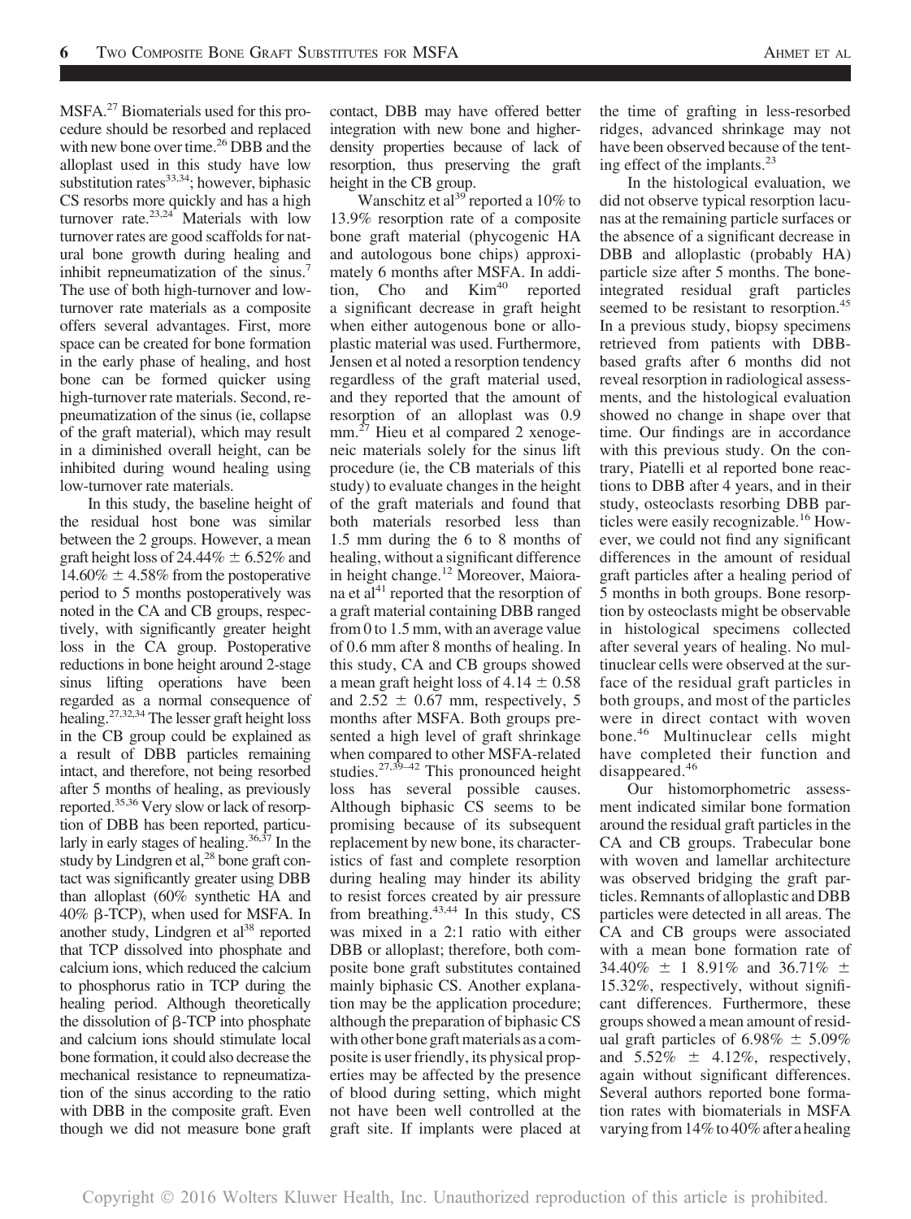MSFA.[27] Biomaterials used for this procedure should be resorbed and replaced with new bone over time.[26] DBB and the alloplast used in this study have low substitution rates[33,34]; however, biphasic CS resorbs more quickly and has a high turnover rate.[23,24] Materials with low turnover rates are good scaffolds for natural bone growth during healing and inhibit repneumatization of the sinus.[7] The use of both high-turnover and low-turnover rate materials as a composite offers several advantages. First, more space can be created for bone formation in the early phase of healing, and host bone can be formed quicker using high-turnover rate materials. Second, repneumatization of the sinus (ie, collapse of the graft material), which may result in a diminished overall height, can be inhibited during wound healing using low-turnover rate materials.

In this study, the baseline height of the residual host bone was similar between the 2 groups. However, a mean graft height loss of 24.44% ± 6.52% and 14.60% ± 4.58% from the postoperative period to 5 months postoperatively was noted in the CA and CB groups, respectively, with significantly greater height loss in the CA group. Postoperative reductions in bone height around 2-stage sinus lifting operations have been regarded as a normal consequence of healing.[27,32,34] The lesser graft height loss in the CB group could be explained as a result of DBB particles remaining intact, and therefore, not being resorbed after 5 months of healing, as previously reported.[35,36] Very slow or lack of resorption of DBB has been reported, particularly in early stages of healing.[36,37] In the study by Lindgren et al,[28] bone graft contact was significantly greater using DBB than alloplast (60% synthetic HA and 40% β-TCP), when used for MSFA. In another study, Lindgren et al[38] reported that TCP dissolved into phosphate and calcium ions, which reduced the calcium to phosphorus ratio in TCP during the healing period. Although theoretically the dissolution of β-TCP into phosphate and calcium ions should stimulate local bone formation, it could also decrease the mechanical resistance to repneumatization of the sinus according to the ratio with DBB in the composite graft. Even though we did not measure bone graft contact, DBB may have offered better integration with new bone and higher-density properties because of lack of resorption, thus preserving the graft height in the CB group.

Wanschitz et al[39] reported a 10% to 13.9% resorption rate of a composite bone graft material (phycogenic HA and autologous bone chips) approximately 6 months after MSFA. In addition, Cho and Kim[40] reported a significant decrease in graft height when either autogenous bone or alloplastic material was used. Furthermore, Jensen et al noted a resorption tendency regardless of the graft material used, and they reported that the amount of resorption of an alloplast was 0.9 mm.[27] Hieu et al compared 2 xenogeneic materials solely for the sinus lift procedure (ie, the CB materials of this study) to evaluate changes in the height of the graft materials and found that both materials resorbed less than 1.5 mm during the 6 to 8 months of healing, without a significant difference in height change.[12] Moreover, Maiorana et al[41] reported that the resorption of a graft material containing DBB ranged from 0 to 1.5 mm, with an average value of 0.6 mm after 8 months of healing. In this study, CA and CB groups showed a mean graft height loss of 4.14 ± 0.58 and 2.52 ± 0.67 mm, respectively, 5 months after MSFA. Both groups presented a high level of graft shrinkage when compared to other MSFA-related studies.[27,39–42] This pronounced height loss has several possible causes. Although biphasic CS seems to be promising because of its subsequent replacement by new bone, its characteristics of fast and complete resorption during healing may hinder its ability to resist forces created by air pressure from breathing.[43,44] In this study, CS was mixed in a 2:1 ratio with either DBB or alloplast; therefore, both composite bone graft substitutes contained mainly biphasic CS. Another explanation may be the application procedure; although the preparation of biphasic CS with other bone graft materials as a composite is user friendly, its physical properties may be affected by the presence of blood during setting, which might not have been well controlled at the graft site. If implants were placed at the time of grafting in less-resorbed ridges, advanced shrinkage may not have been observed because of the tenting effect of the implants.[23]

In the histological evaluation, we did not observe typical resorption lacunas at the remaining particle surfaces or the absence of a significant decrease in DBB and alloplastic (probably HA) particle size after 5 months. The bone-integrated residual graft particles seemed to be resistant to resorption.[45] In a previous study, biopsy specimens retrieved from patients with DBB-based grafts after 6 months did not reveal resorption in radiological assessments, and the histological evaluation showed no change in shape over that time. Our findings are in accordance with this previous study. On the contrary, Piatelli et al reported bone reactions to DBB after 4 years, and in their study, osteoclasts resorbing DBB particles were easily recognizable.[16] However, we could not find any significant differences in the amount of residual graft particles after a healing period of 5 months in both groups. Bone resorption by osteoclasts might be observable in histological specimens collected after several years of healing. No multinuclear cells were observed at the surface of the residual graft particles in both groups, and most of the particles were in direct contact with woven bone.[46] Multinuclear cells might have completed their function and disappeared.[46]

Our histomorphometric assessment indicated similar bone formation around the residual graft particles in the CA and CB groups. Trabecular bone with woven and lamellar architecture was observed bridging the graft particles. Remnants of alloplastic and DBB particles were detected in all areas. The CA and CB groups were associated with a mean bone formation rate of 34.40% ± 1 8.91% and 36.71% ± 15.32%, respectively, without significant differences. Furthermore, these groups showed a mean amount of residual graft particles of 6.98% ± 5.09% and 5.52% ± 4.12%, respectively, again without significant differences. Several authors reported bone formation rates with biomaterials in MSFA varying from 14% to 40% after a healing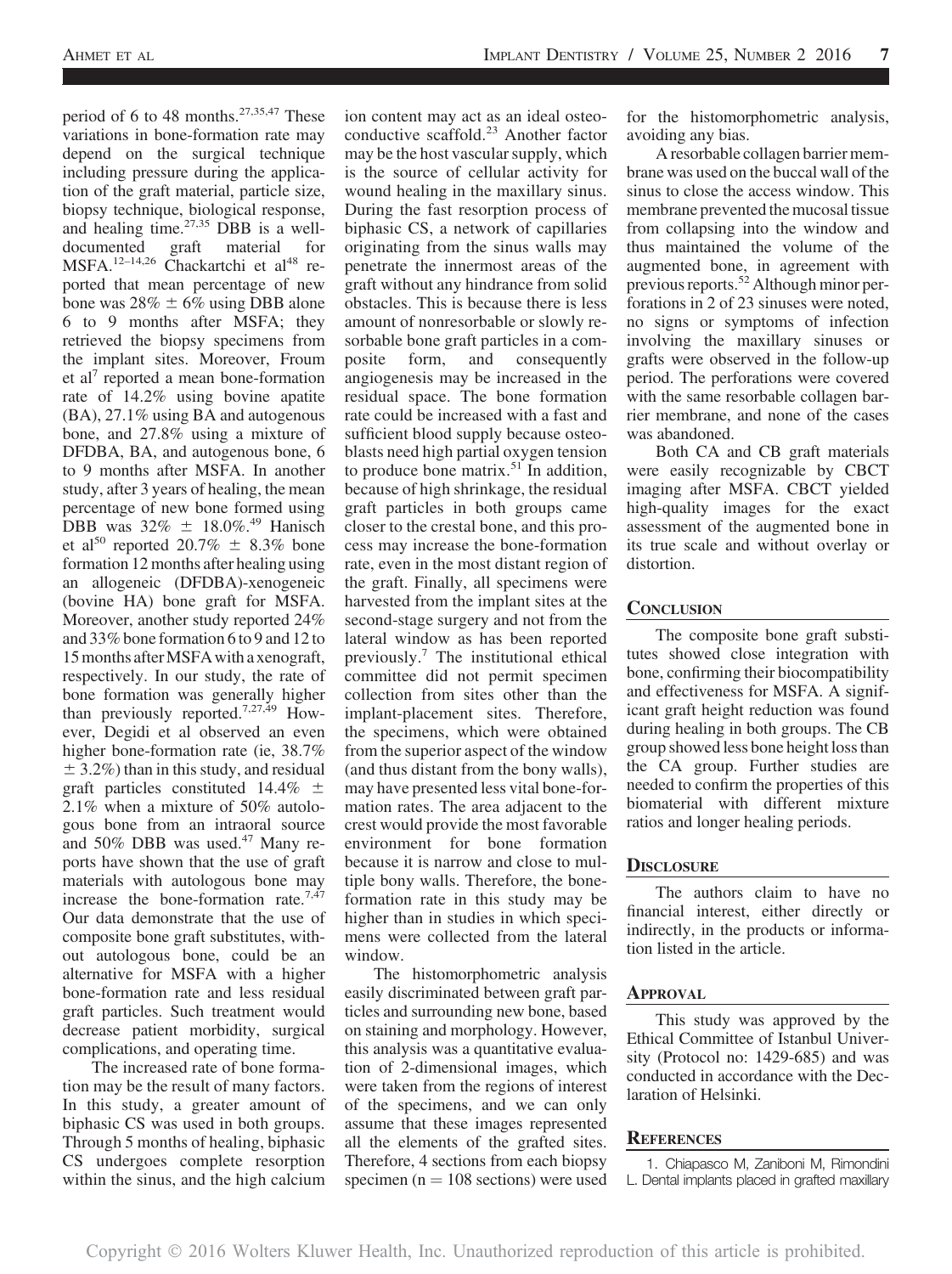period of 6 to 48 months.[27,35,47] These variations in bone-formation rate may depend on the surgical technique including pressure during the application of the graft material, particle size, biopsy technique, biological response, and healing time.[27,35] DBB is a well-documented graft material for MSFA.[12–14,26] Chackartchi et al[48] reported that mean percentage of new bone was 28% ± 6% using DBB alone 6 to 9 months after MSFA; they retrieved the biopsy specimens from the implant sites. Moreover, Froum et al[7] reported a mean bone-formation rate of 14.2% using bovine apatite (BA), 27.1% using BA and autogenous bone, and 27.8% using a mixture of DFDBA, BA, and autogenous bone, 6 to 9 months after MSFA. In another study, after 3 years of healing, the mean percentage of new bone formed using DBB was 32% ± 18.0%.[49] Hanisch et al[50] reported 20.7% ± 8.3% bone formation 12 months after healing using an allogeneic (DFDBA)-xenogeneic (bovine HA) bone graft for MSFA. Moreover, another study reported 24% and 33% bone formation 6 to 9 and 12 to 15 months after MSFA with a xenograft, respectively. In our study, the rate of bone formation was generally higher than previously reported.[7,27,49] However, Degidi et al observed an even higher bone-formation rate (ie, 38.7% ± 3.2%) than in this study, and residual graft particles constituted 14.4% ± 2.1% when a mixture of 50% autologous bone from an intraoral source and 50% DBB was used.[47] Many reports have shown that the use of graft materials with autologous bone may increase the bone-formation rate.[7,47] Our data demonstrate that the use of composite bone graft substitutes, without autologous bone, could be an alternative for MSFA with a higher bone-formation rate and less residual graft particles. Such treatment would decrease patient morbidity, surgical complications, and operating time.

The increased rate of bone formation may be the result of many factors. In this study, a greater amount of biphasic CS was used in both groups. Through 5 months of healing, biphasic CS undergoes complete resorption within the sinus, and the high calcium ion content may act as an ideal osteoconductive scaffold.[23] Another factor may be the host vascular supply, which is the source of cellular activity for wound healing in the maxillary sinus. During the fast resorption process of biphasic CS, a network of capillaries originating from the sinus walls may penetrate the innermost areas of the graft without any hindrance from solid obstacles. This is because there is less amount of nonresorbable or slowly resorbable bone graft particles in a composite form, and consequently angiogenesis may be increased in the residual space. The bone formation rate could be increased with a fast and sufficient blood supply because osteoblasts need high partial oxygen tension to produce bone matrix.[51] In addition, because of high shrinkage, the residual graft particles in both groups came closer to the crestal bone, and this process may increase the bone-formation rate, even in the most distant region of the graft. Finally, all specimens were harvested from the implant sites at the second-stage surgery and not from the lateral window as has been reported previously.[7] The institutional ethical committee did not permit specimen collection from sites other than the implant-placement sites. Therefore, the specimens, which were obtained from the superior aspect of the window (and thus distant from the bony walls), may have presented less vital bone-formation rates. The area adjacent to the crest would provide the most favorable environment for bone formation because it is narrow and close to multiple bony walls. Therefore, the bone-formation rate in this study may be higher than in studies in which specimens were collected from the lateral window.

The histomorphometric analysis easily discriminated between graft particles and surrounding new bone, based on staining and morphology. However, this analysis was a quantitative evaluation of 2-dimensional images, which were taken from the regions of interest of the specimens, and we can only assume that these images represented all the elements of the grafted sites. Therefore, 4 sections from each biopsy specimen ($n = 108$ sections) were used for the histomorphometric analysis, avoiding any bias.

A resorbable collagen barrier membrane was used on the buccal wall of the sinus to close the access window. This membrane prevented the mucosal tissue from collapsing into the window and thus maintained the volume of the augmented bone, in agreement with previous reports.[52] Although minor perforations in 2 of 23 sinuses were noted, no signs or symptoms of infection involving the maxillary sinuses or grafts were observed in the follow-up period. The perforations were covered with the same resorbable collagen barrier membrane, and none of the cases was abandoned.

Both CA and CB graft materials were easily recognizable by CBCT imaging after MSFA. CBCT yielded high-quality images for the exact assessment of the augmented bone in its true scale and without overlay or distortion.

## Conclusion

The composite bone graft substitutes showed close integration with bone, confirming their biocompatibility and effectiveness for MSFA. A significant graft height reduction was found during healing in both groups. The CB group showed less bone height loss than the CA group. Further studies are needed to confirm the properties of this biomaterial with different mixture ratios and longer healing periods.

## Disclosure

The authors claim to have no financial interest, either directly or indirectly, in the products or information listed in the article.

## Approval

This study was approved by the Ethical Committee of Istanbul University (Protocol no: 1429-685) and was conducted in accordance with the Declaration of Helsinki.

## References

1. Chiapasco M, Zaniboni M, Rimondini L. Dental implants placed in grafted maxillary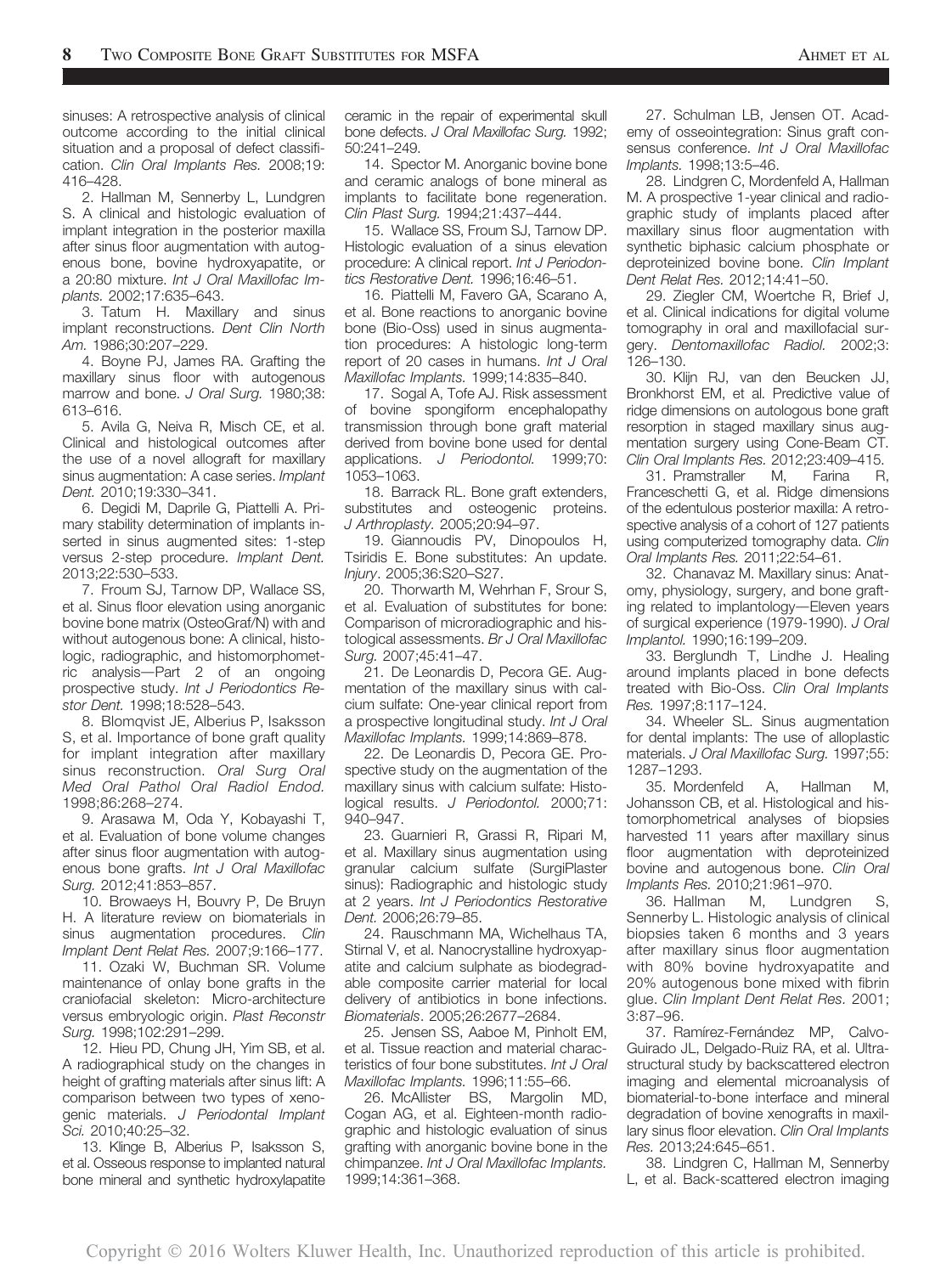sinuses: A retrospective analysis of clinical outcome according to the initial clinical situation and a proposal of defect classification. *Clin Oral Implants Res.* 2008;19: 416–428.

2. Hallman M, Sennerby L, Lundgren S. A clinical and histologic evaluation of implant integration in the posterior maxilla after sinus floor augmentation with autogenous bone, bovine hydroxyapatite, or a 20:80 mixture. *Int J Oral Maxillofac Implants.* 2002;17:635–643.

3. Tatum H. Maxillary and sinus implant reconstructions. *Dent Clin North Am.* 1986;30:207–229.

4. Boyne PJ, James RA. Grafting the maxillary sinus floor with autogenous marrow and bone. *J Oral Surg.* 1980;38: 613–616.

5. Avila G, Neiva R, Misch CE, et al. Clinical and histological outcomes after the use of a novel allograft for maxillary sinus augmentation: A case series. *Implant Dent.* 2010;19:330–341.

6. Degidi M, Daprile G, Piattelli A. Primary stability determination of implants inserted in sinus augmented sites: 1-step versus 2-step procedure. *Implant Dent.* 2013;22:530–533.

7. Froum SJ, Tarnow DP, Wallace SS, et al. Sinus floor elevation using anorganic bovine bone matrix (OsteoGraf/N) with and without autogenous bone: A clinical, histologic, radiographic, and histomorphometric analysis—Part 2 of an ongoing prospective study. *Int J Periodontics Restor Dent.* 1998;18:528–543.

8. Blomqvist JE, Alberius P, Isaksson S, et al. Importance of bone graft quality for implant integration after maxillary sinus reconstruction. *Oral Surg Oral Med Oral Pathol Oral Radiol Endod.* 1998;86:268–274.

9. Arasawa M, Oda Y, Kobayashi T, et al. Evaluation of bone volume changes after sinus floor augmentation with autogenous bone grafts. *Int J Oral Maxillofac Surg.* 2012;41:853–857.

10. Browaeys H, Bouvry P, De Bruyn H. A literature review on biomaterials in sinus augmentation procedures. *Clin Implant Dent Relat Res.* 2007;9:166–177.

11. Ozaki W, Buchman SR. Volume maintenance of onlay bone grafts in the craniofacial skeleton: Micro-architecture versus embryologic origin. *Plast Reconstr Surg.* 1998;102:291–299.

12. Hieu PD, Chung JH, Yim SB, et al. A radiographical study on the changes in height of grafting materials after sinus lift: A comparison between two types of xenogenic materials. *J Periodontal Implant Sci.* 2010;40:25–32.

13. Klinge B, Alberius P, Isaksson S, et al. Osseous response to implanted natural bone mineral and synthetic hydroxylapatite ceramic in the repair of experimental skull bone defects. *J Oral Maxillofac Surg.* 1992; 50:241–249.

14. Spector M. Anorganic bovine bone and ceramic analogs of bone mineral as implants to facilitate bone regeneration. *Clin Plast Surg.* 1994;21:437–444.

15. Wallace SS, Froum SJ, Tarnow DP. Histologic evaluation of a sinus elevation procedure: A clinical report. *Int J Periodontics Restorative Dent.* 1996;16:46–51.

16. Piattelli M, Favero GA, Scarano A, et al. Bone reactions to anorganic bovine bone (Bio-Oss) used in sinus augmentation procedures: A histologic long-term report of 20 cases in humans. *Int J Oral Maxillofac Implants.* 1999;14:835–840.

17. Sogal A, Tofe AJ. Risk assessment of bovine spongiform encephalopathy transmission through bone graft material derived from bovine bone used for dental applications. *J Periodontol.* 1999;70: 1053–1063.

18. Barrack RL. Bone graft extenders, substitutes and osteogenic proteins. *J Arthroplasty.* 2005;20:94–97.

19. Giannoudis PV, Dinopoulos H, Tsiridis E. Bone substitutes: An update. *Injury*. 2005;36:S20–S27.

20. Thorwarth M, Wehrhan F, Srour S, et al. Evaluation of substitutes for bone: Comparison of microradiographic and histological assessments. *Br J Oral Maxillofac Surg.* 2007;45:41–47.

21. De Leonardis D, Pecora GE. Augmentation of the maxillary sinus with calcium sulfate: One-year clinical report from a prospective longitudinal study. *Int J Oral Maxillofac Implants.* 1999;14:869–878.

22. De Leonardis D, Pecora GE. Prospective study on the augmentation of the maxillary sinus with calcium sulfate: Histological results. *J Periodontol.* 2000;71: 940–947.

23. Guarnieri R, Grassi R, Ripari M, et al. Maxillary sinus augmentation using granular calcium sulfate (SurgiPlaster sinus): Radiographic and histologic study at 2 years. *Int J Periodontics Restorative Dent.* 2006;26:79–85.

24. Rauschmann MA, Wichelhaus TA, Stirnal V, et al. Nanocrystalline hydroxyapatite and calcium sulphate as biodegradable composite carrier material for local delivery of antibiotics in bone infections. *Biomaterials*. 2005;26:2677–2684.

25. Jensen SS, Aaboe M, Pinholt EM, et al. Tissue reaction and material characteristics of four bone substitutes. *Int J Oral Maxillofac Implants.* 1996;11:55–66.

26. McAllister BS, Margolin MD, Cogan AG, et al. Eighteen-month radiographic and histologic evaluation of sinus grafting with anorganic bovine bone in the chimpanzee. *Int J Oral Maxillofac Implants.* 1999;14:361–368.

27. Schulman LB, Jensen OT. Academy of osseointegration: Sinus graft consensus conference. *Int J Oral Maxillofac Implants.* 1998;13:5–46.

28. Lindgren C, Mordenfeld A, Hallman M. A prospective 1-year clinical and radiographic study of implants placed after maxillary sinus floor augmentation with synthetic biphasic calcium phosphate or deproteinized bovine bone. *Clin Implant Dent Relat Res.* 2012;14:41–50.

29. Ziegler CM, Woertche R, Brief J, et al. Clinical indications for digital volume tomography in oral and maxillofacial surgery. *Dentomaxillofac Radiol.* 2002;3: 126–130.

30. Klijn RJ, van den Beucken JJ, Bronkhorst EM, et al. Predictive value of ridge dimensions on autologous bone graft resorption in staged maxillary sinus augmentation surgery using Cone-Beam CT. *Clin Oral Implants Res.* 2012;23:409–415.

31. Pramstraller M, Farina R, Franceschetti G, et al. Ridge dimensions of the edentulous posterior maxilla: A retrospective analysis of a cohort of 127 patients using computerized tomography data. *Clin Oral Implants Res.* 2011;22:54–61.

32. Chanavaz M. Maxillary sinus: Anatomy, physiology, surgery, and bone grafting related to implantology—Eleven years of surgical experience (1979-1990). *J Oral Implantol.* 1990;16:199–209.

33. Berglundh T, Lindhe J. Healing around implants placed in bone defects treated with Bio-Oss. *Clin Oral Implants Res.* 1997;8:117–124.

34. Wheeler SL. Sinus augmentation for dental implants: The use of alloplastic materials. *J Oral Maxillofac Surg.* 1997;55: 1287–1293.

35. Mordenfeld A, Hallman M, Johansson CB, et al. Histological and histomorphometrical analyses of biopsies harvested 11 years after maxillary sinus floor augmentation with deproteinized bovine and autogenous bone. *Clin Oral Implants Res.* 2010;21:961–970.

36. Hallman M, Lundgren S, Sennerby L. Histologic analysis of clinical biopsies taken 6 months and 3 years after maxillary sinus floor augmentation with 80% bovine hydroxyapatite and 20% autogenous bone mixed with fibrin glue. *Clin Implant Dent Relat Res.* 2001; 3:87–96.

37. Ramírez-Fernández MP, Calvo-Guirado JL, Delgado-Ruiz RA, et al. Ultrastructural study by backscattered electron imaging and elemental microanalysis of biomaterial-to-bone interface and mineral degradation of bovine xenografts in maxillary sinus floor elevation. *Clin Oral Implants Res.* 2013;24:645–651.

38. Lindgren C, Hallman M, Sennerby L, et al. Back-scattered electron imaging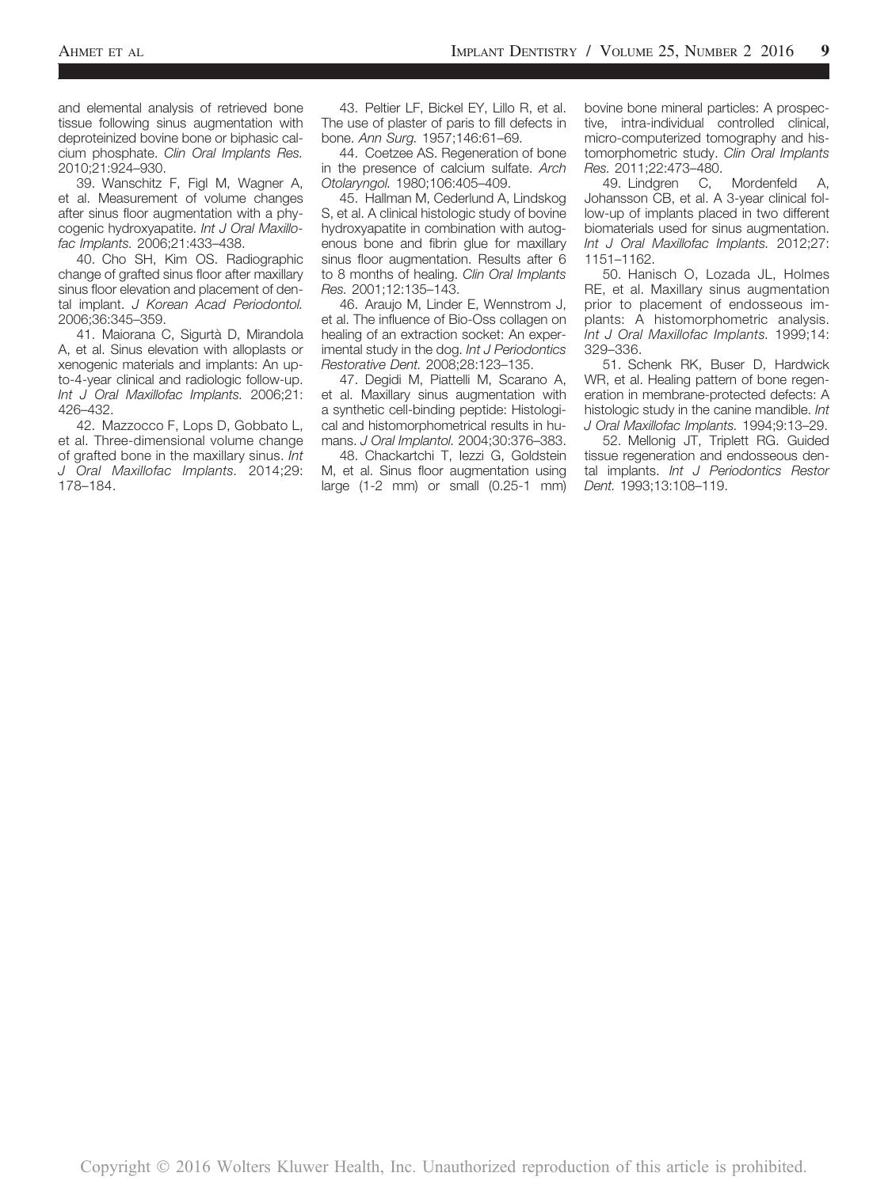and elemental analysis of retrieved bone tissue following sinus augmentation with deproteinized bovine bone or biphasic calcium phosphate. *Clin Oral Implants Res.* 2010;21:924–930.

39. Wanschitz F, Figl M, Wagner A, et al. Measurement of volume changes after sinus floor augmentation with a phycogenic hydroxyapatite. *Int J Oral Maxillofac Implants.* 2006;21:433–438.

40. Cho SH, Kim OS. Radiographic change of grafted sinus floor after maxillary sinus floor elevation and placement of dental implant. *J Korean Acad Periodontol.* 2006;36:345–359.

41. Maiorana C, Sigurtà D, Mirandola A, et al. Sinus elevation with alloplasts or xenogenic materials and implants: An up-to-4-year clinical and radiologic follow-up. *Int J Oral Maxillofac Implants.* 2006;21: 426–432.

42. Mazzocco F, Lops D, Gobbato L, et al. Three-dimensional volume change of grafted bone in the maxillary sinus. *Int J Oral Maxillofac Implants.* 2014;29: 178–184.

43. Peltier LF, Bickel EY, Lillo R, et al. The use of plaster of paris to fill defects in bone. *Ann Surg.* 1957;146:61–69.

44. Coetzee AS. Regeneration of bone in the presence of calcium sulfate. *Arch Otolaryngol.* 1980;106:405–409.

45. Hallman M, Cederlund A, Lindskog S, et al. A clinical histologic study of bovine hydroxyapatite in combination with autogenous bone and fibrin glue for maxillary sinus floor augmentation. Results after 6 to 8 months of healing. *Clin Oral Implants Res.* 2001;12:135–143.

46. Araujo M, Linder E, Wennstrom J, et al. The influence of Bio-Oss collagen on healing of an extraction socket: An experimental study in the dog. *Int J Periodontics Restorative Dent.* 2008;28:123–135.

47. Degidi M, Piattelli M, Scarano A, et al. Maxillary sinus augmentation with a synthetic cell-binding peptide: Histological and histomorphometrical results in humans. *J Oral Implantol.* 2004;30:376–383.

48. Chackartchi T, Iezzi G, Goldstein M, et al. Sinus floor augmentation using large (1-2 mm) or small (0.25-1 mm) bovine bone mineral particles: A prospective, intra-individual controlled clinical, micro-computerized tomography and histomorphometric study. *Clin Oral Implants Res.* 2011;22:473–480.

49. Lindgren C, Mordenfeld A, Johansson CB, et al. A 3-year clinical follow-up of implants placed in two different biomaterials used for sinus augmentation. *Int J Oral Maxillofac Implants.* 2012;27: 1151–1162.

50. Hanisch O, Lozada JL, Holmes RE, et al. Maxillary sinus augmentation prior to placement of endosseous implants: A histomorphometric analysis. *Int J Oral Maxillofac Implants.* 1999;14: 329–336.

51. Schenk RK, Buser D, Hardwick WR, et al. Healing pattern of bone regeneration in membrane-protected defects: A histologic study in the canine mandible. *Int J Oral Maxillofac Implants.* 1994;9:13–29.

52. Mellonig JT, Triplett RG. Guided tissue regeneration and endosseous dental implants. *Int J Periodontics Restor Dent.* 1993;13:108–119.

Copyright © 2016 Wolters Kluwer Health, Inc. Unauthorized reproduction of this article is prohibited.